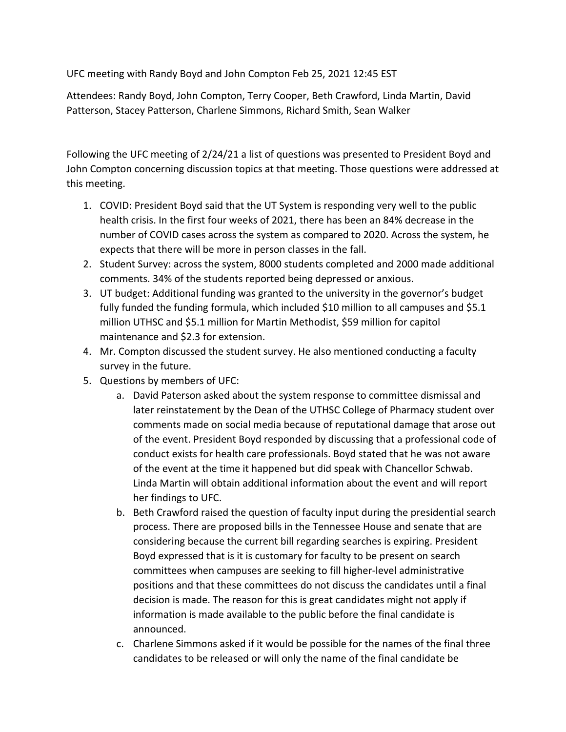UFC meeting with Randy Boyd and John Compton Feb 25, 2021 12:45 EST

Attendees: Randy Boyd, John Compton, Terry Cooper, Beth Crawford, Linda Martin, David Patterson, Stacey Patterson, Charlene Simmons, Richard Smith, Sean Walker

Following the UFC meeting of 2/24/21 a list of questions was presented to President Boyd and John Compton concerning discussion topics at that meeting. Those questions were addressed at this meeting.

1. COVID: President Boyd said that the UT System is responding very well to the public health crisis. In the first four weeks of 2021, there has been an 84% decrease in the number of COVID cases across the system as compared to 2020. Across the system, he expects that there will be more in person classes in the fall.
2. Student Survey: across the system, 8000 students completed and 2000 made additional comments. 34% of the students reported being depressed or anxious.
3. UT budget: Additional funding was granted to the university in the governor's budget fully funded the funding formula, which included $10 million to all campuses and $5.1 million UTHSC and $5.1 million for Martin Methodist, $59 million for capitol maintenance and $2.3 for extension.
4. Mr. Compton discussed the student survey. He also mentioned conducting a faculty survey in the future.
5. Questions by members of UFC:
   a. David Paterson asked about the system response to committee dismissal and later reinstatement by the Dean of the UTHSC College of Pharmacy student over comments made on social media because of reputational damage that arose out of the event. President Boyd responded by discussing that a professional code of conduct exists for health care professionals. Boyd stated that he was not aware of the event at the time it happened but did speak with Chancellor Schwab. Linda Martin will obtain additional information about the event and will report her findings to UFC.
   b. Beth Crawford raised the question of faculty input during the presidential search process. There are proposed bills in the Tennessee House and senate that are considering because the current bill regarding searches is expiring. President Boyd expressed that is it is customary for faculty to be present on search committees when campuses are seeking to fill higher-level administrative positions and that these committees do not discuss the candidates until a final decision is made. The reason for this is great candidates might not apply if information is made available to the public before the final candidate is announced.
   c. Charlene Simmons asked if it would be possible for the names of the final three candidates to be released or will only the name of the final candidate be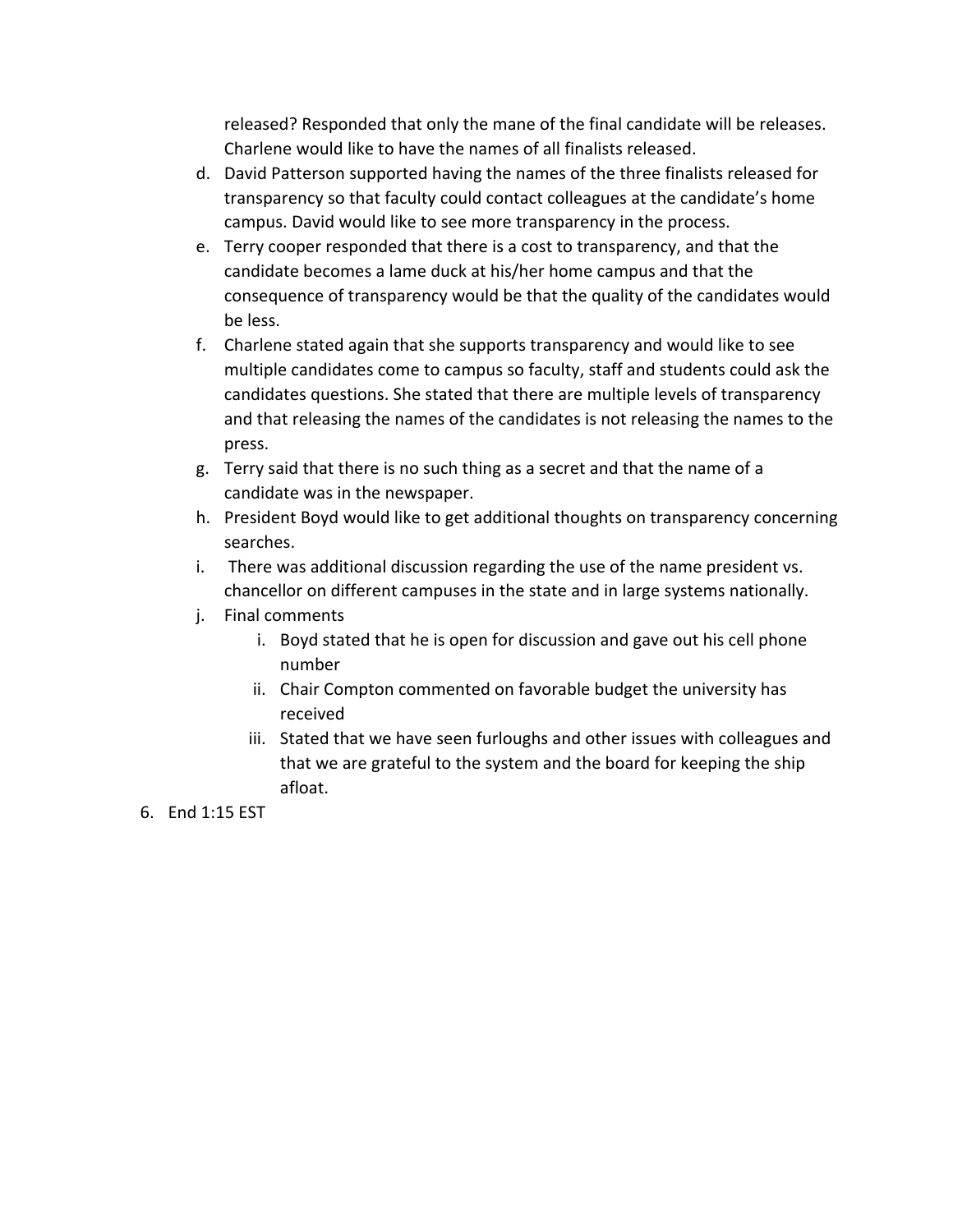released? Responded that only the mane of the final candidate will be releases. Charlene would like to have the names of all finalists released.

d. David Patterson supported having the names of the three finalists released for transparency so that faculty could contact colleagues at the candidate's home campus. David would like to see more transparency in the process.
e. Terry cooper responded that there is a cost to transparency, and that the candidate becomes a lame duck at his/her home campus and that the consequence of transparency would be that the quality of the candidates would be less.
f. Charlene stated again that she supports transparency and would like to see multiple candidates come to campus so faculty, staff and students could ask the candidates questions. She stated that there are multiple levels of transparency and that releasing the names of the candidates is not releasing the names to the press.
g. Terry said that there is no such thing as a secret and that the name of a candidate was in the newspaper.
h. President Boyd would like to get additional thoughts on transparency concerning searches.
i. There was additional discussion regarding the use of the name president vs. chancellor on different campuses in the state and in large systems nationally.
j. Final comments
    i. Boyd stated that he is open for discussion and gave out his cell phone number
    ii. Chair Compton commented on favorable budget the university has received
    iii. Stated that we have seen furloughs and other issues with colleagues and that we are grateful to the system and the board for keeping the ship afloat.

6. End 1:15 EST